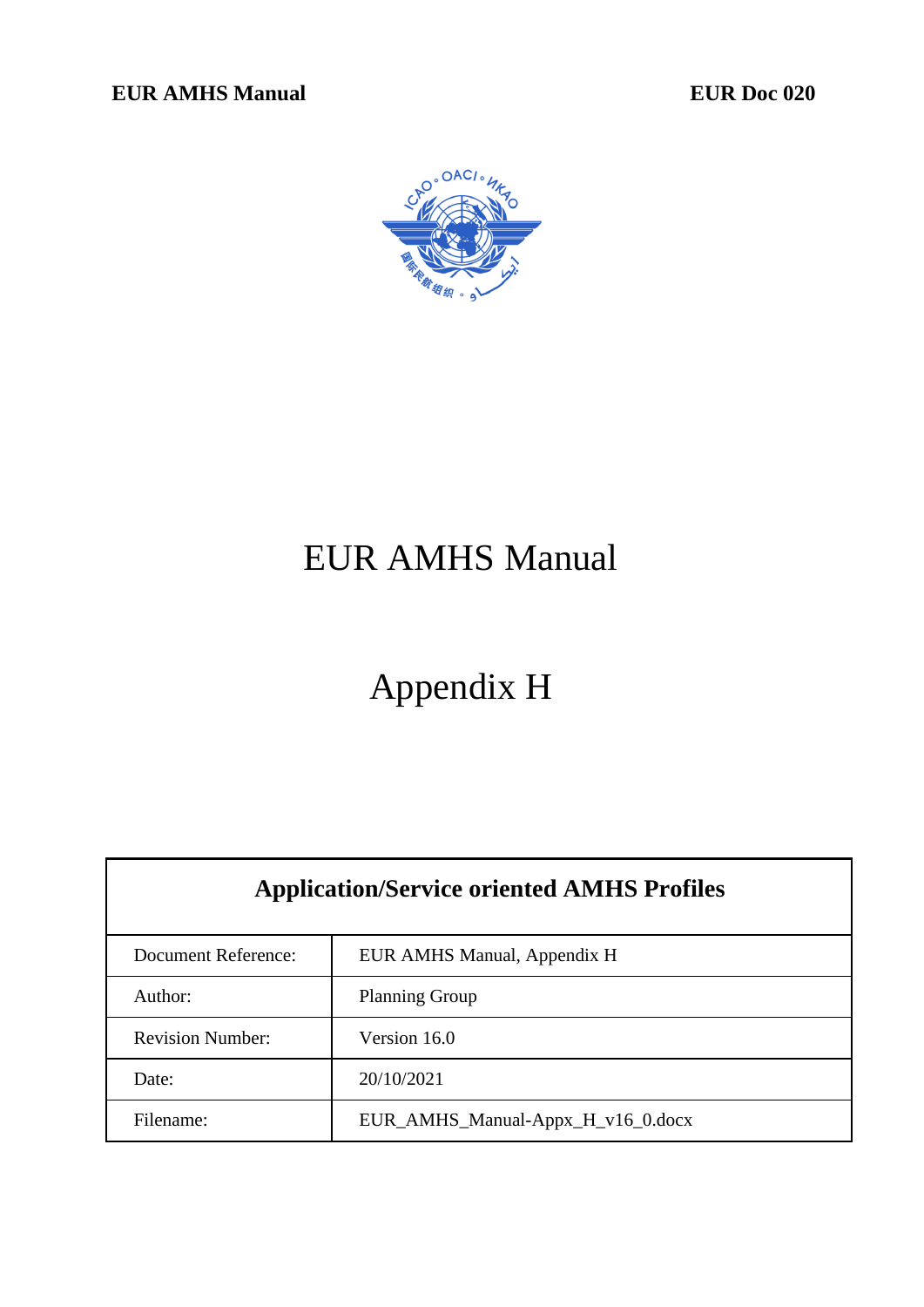# EUR AMHS Manual

# Appendix H

| Application/Service oriented AMHS Profiles | |
|---|---|
| Document Reference: | EUR AMHS Manual, Appendix H |
| Author: | Planning Group |
| Revision Number: | Version 16.0 |
| Date: | 20/10/2021 |
| Filename: | EUR_AMHS_Manual-Appx_H_v16_0.docx |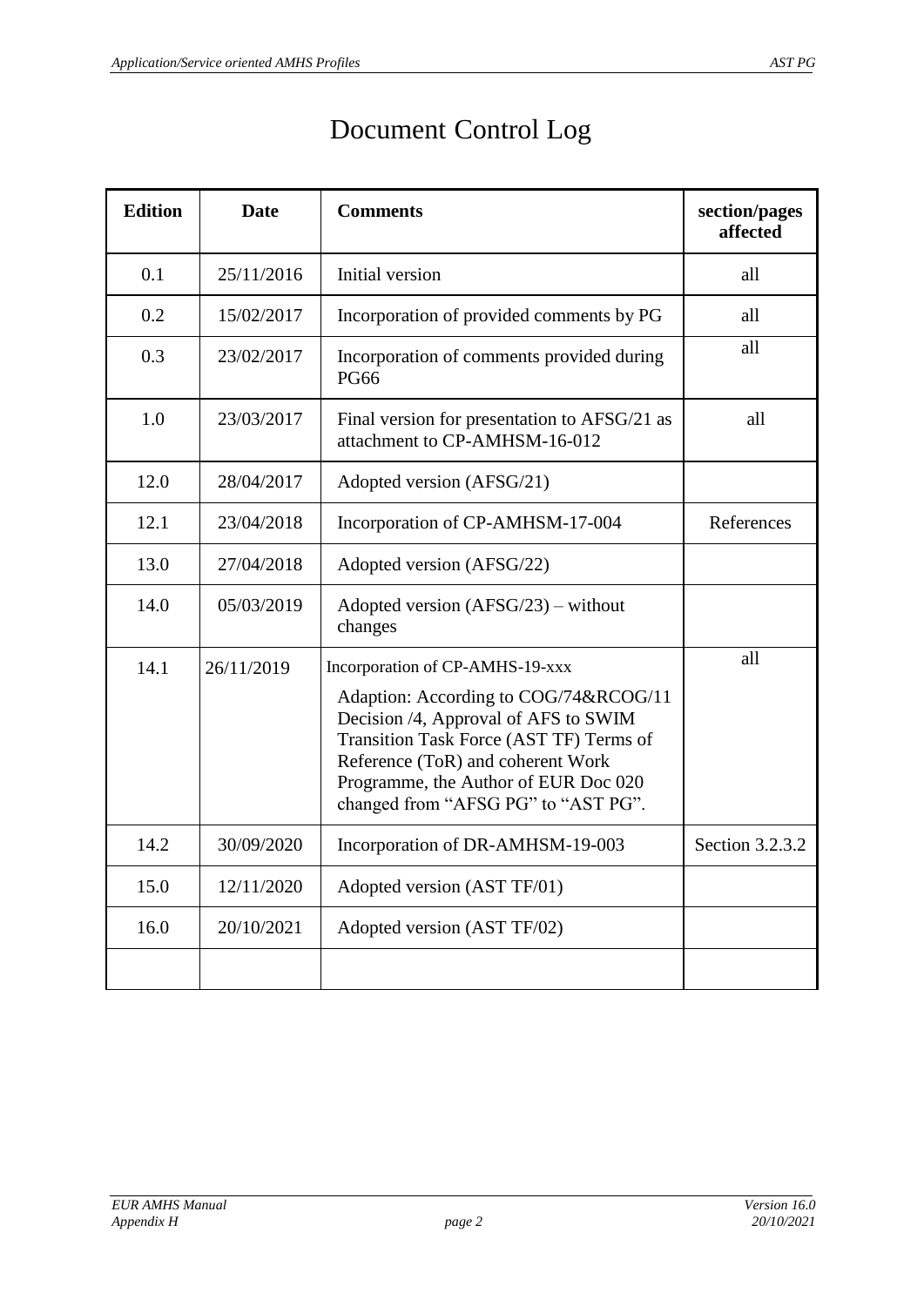# Document Control Log

| Edition | Date | Comments | section/pages affected |
|---|---|---|---|
| 0.1 | 25/11/2016 | Initial version | all |
| 0.2 | 15/02/2017 | Incorporation of provided comments by PG | all |
| 0.3 | 23/02/2017 | Incorporation of comments provided during PG66 | all |
| 1.0 | 23/03/2017 | Final version for presentation to AFSG/21 as attachment to CP-AMHSM-16-012 | all |
| 12.0 | 28/04/2017 | Adopted version (AFSG/21) | |
| 12.1 | 23/04/2018 | Incorporation of CP-AMHSM-17-004 | References |
| 13.0 | 27/04/2018 | Adopted version (AFSG/22) | |
| 14.0 | 05/03/2019 | Adopted version (AFSG/23) – without changes | |
| 14.1 | 26/11/2019 | Incorporation of CP-AMHS-19-xxx<br>Adaption: According to COG/74&RCOG/11 Decision /4, Approval of AFS to SWIM Transition Task Force (AST TF) Terms of Reference (ToR) and coherent Work Programme, the Author of EUR Doc 020 changed from "AFSG PG" to "AST PG". | all |
| 14.2 | 30/09/2020 | Incorporation of DR-AMHSM-19-003 | Section 3.2.3.2 |
| 15.0 | 12/11/2020 | Adopted version (AST TF/01) | |
| 16.0 | 20/10/2021 | Adopted version (AST TF/02) | |
| | | | |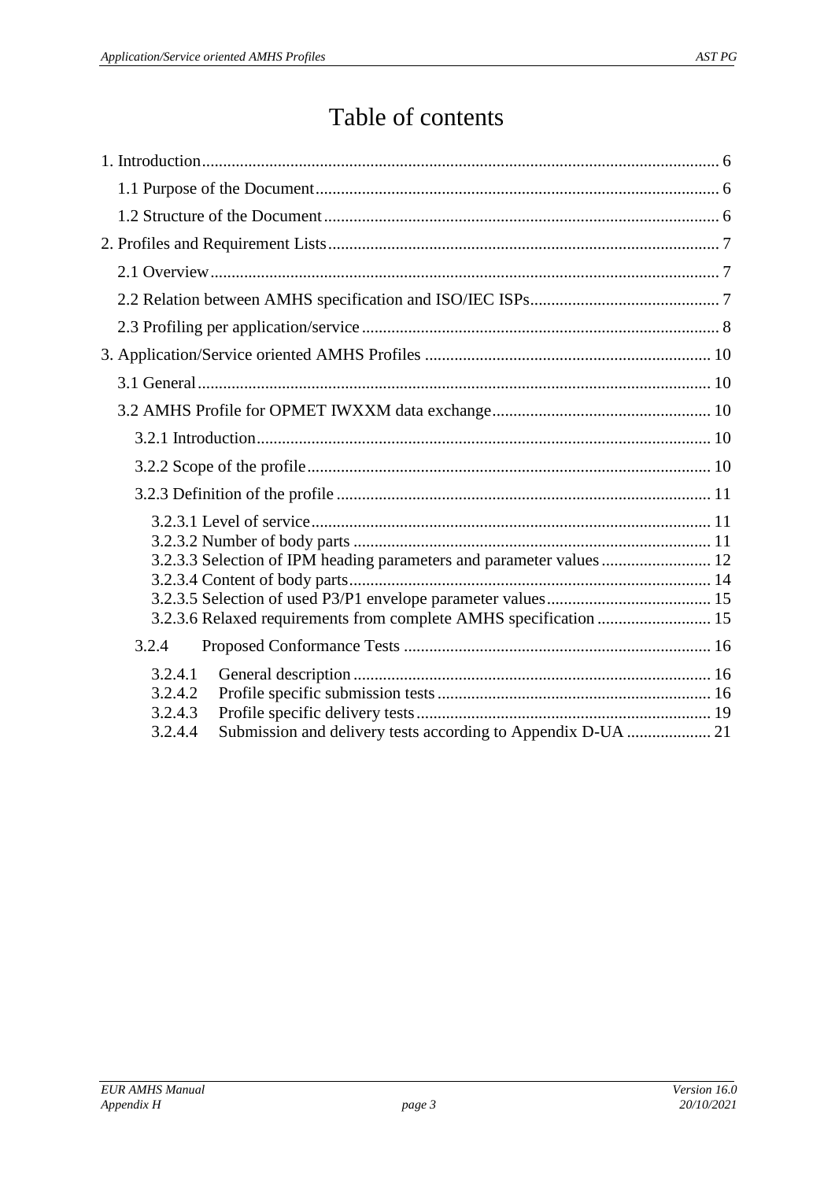# Table of contents

1. Introduction ..... 6
    - 1.1 Purpose of the Document ..... 6
    - 1.2 Structure of the Document ..... 6
2. Profiles and Requirement Lists ..... 7
    - 2.1 Overview ..... 7
    - 2.2 Relation between AMHS specification and ISO/IEC ISPs ..... 7
    - 2.3 Profiling per application/service ..... 8
3. Application/Service oriented AMHS Profiles ..... 10
    - 3.1 General ..... 10
    - 3.2 AMHS Profile for OPMET IWXXM data exchange ..... 10
        - 3.2.1 Introduction ..... 10
        - 3.2.2 Scope of the profile ..... 10
        - 3.2.3 Definition of the profile ..... 11
            - 3.2.3.1 Level of service ..... 11
            - 3.2.3.2 Number of body parts ..... 11
            - 3.2.3.3 Selection of IPM heading parameters and parameter values ..... 12
            - 3.2.3.4 Content of body parts ..... 14
            - 3.2.3.5 Selection of used P3/P1 envelope parameter values ..... 15
            - 3.2.3.6 Relaxed requirements from complete AMHS specification ..... 15
        - 3.2.4 Proposed Conformance Tests ..... 16
            - 3.2.4.1 General description ..... 16
            - 3.2.4.2 Profile specific submission tests ..... 16
            - 3.2.4.3 Profile specific delivery tests ..... 19
            - 3.2.4.4 Submission and delivery tests according to Appendix D-UA ..... 21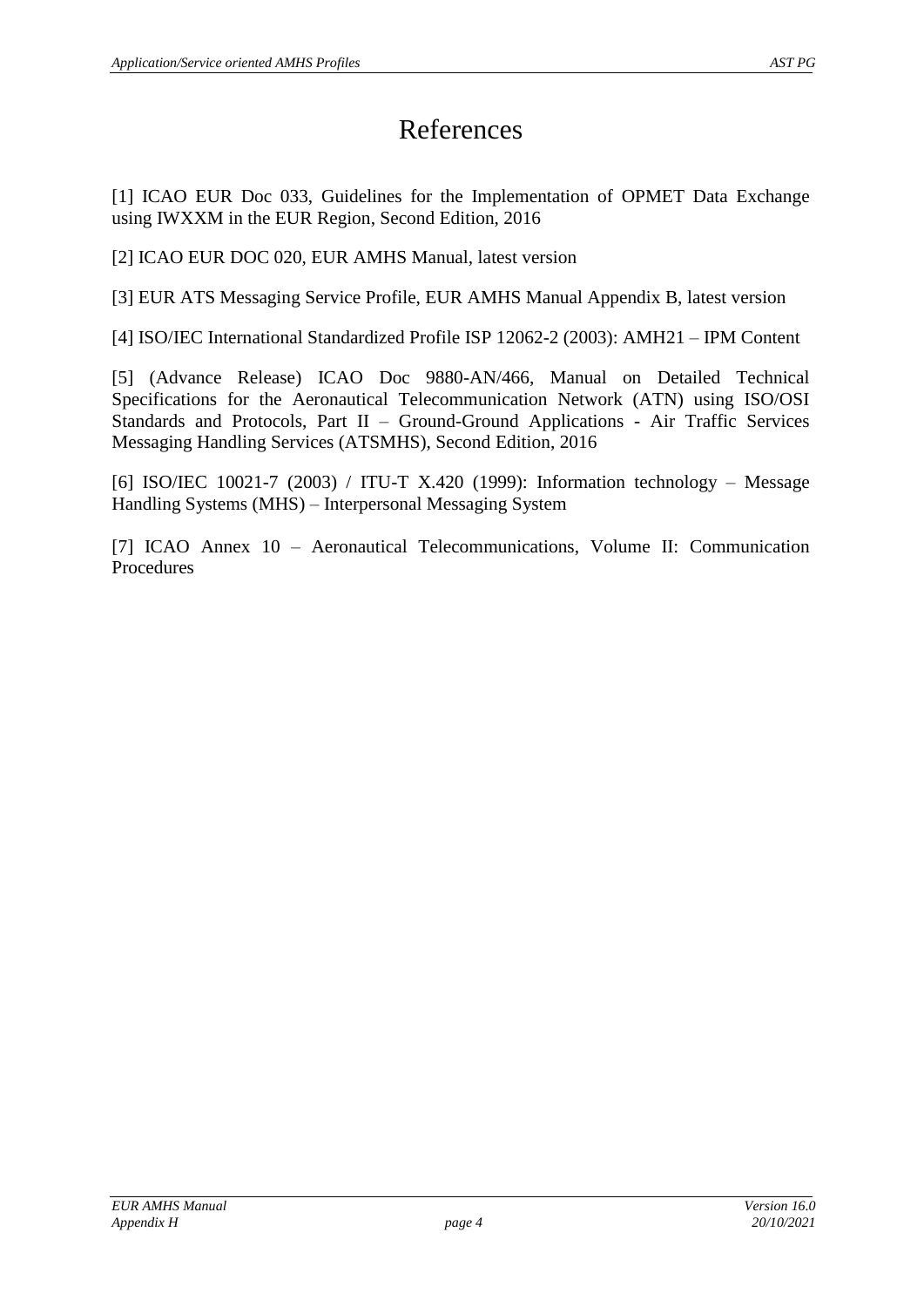# References

[1] ICAO EUR Doc 033, Guidelines for the Implementation of OPMET Data Exchange using IWXXM in the EUR Region, Second Edition, 2016

[2] ICAO EUR DOC 020, EUR AMHS Manual, latest version

[3] EUR ATS Messaging Service Profile, EUR AMHS Manual Appendix B, latest version

[4] ISO/IEC International Standardized Profile ISP 12062-2 (2003): AMH21 – IPM Content

[5] (Advance Release) ICAO Doc 9880-AN/466, Manual on Detailed Technical Specifications for the Aeronautical Telecommunication Network (ATN) using ISO/OSI Standards and Protocols, Part II – Ground-Ground Applications - Air Traffic Services Messaging Handling Services (ATSMHS), Second Edition, 2016

[6] ISO/IEC 10021-7 (2003) / ITU-T X.420 (1999): Information technology – Message Handling Systems (MHS) – Interpersonal Messaging System

[7] ICAO Annex 10 – Aeronautical Telecommunications, Volume II: Communication Procedures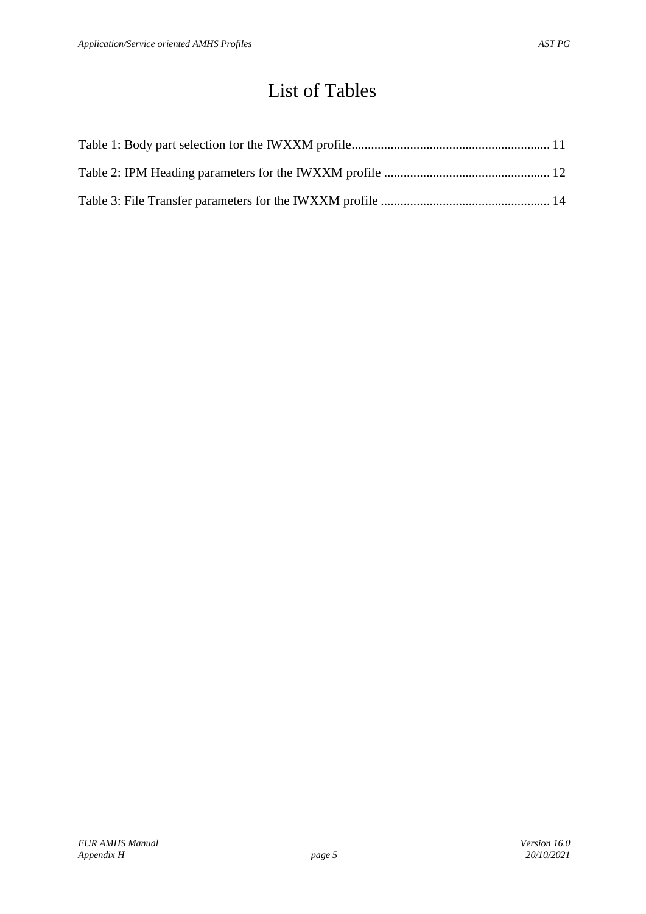# List of Tables

Table 1: Body part selection for the IWXXM profile ............................................................ 11

Table 2: IPM Heading parameters for the IWXXM profile .................................................. 12

Table 3: File Transfer parameters for the IWXXM profile ................................................... 14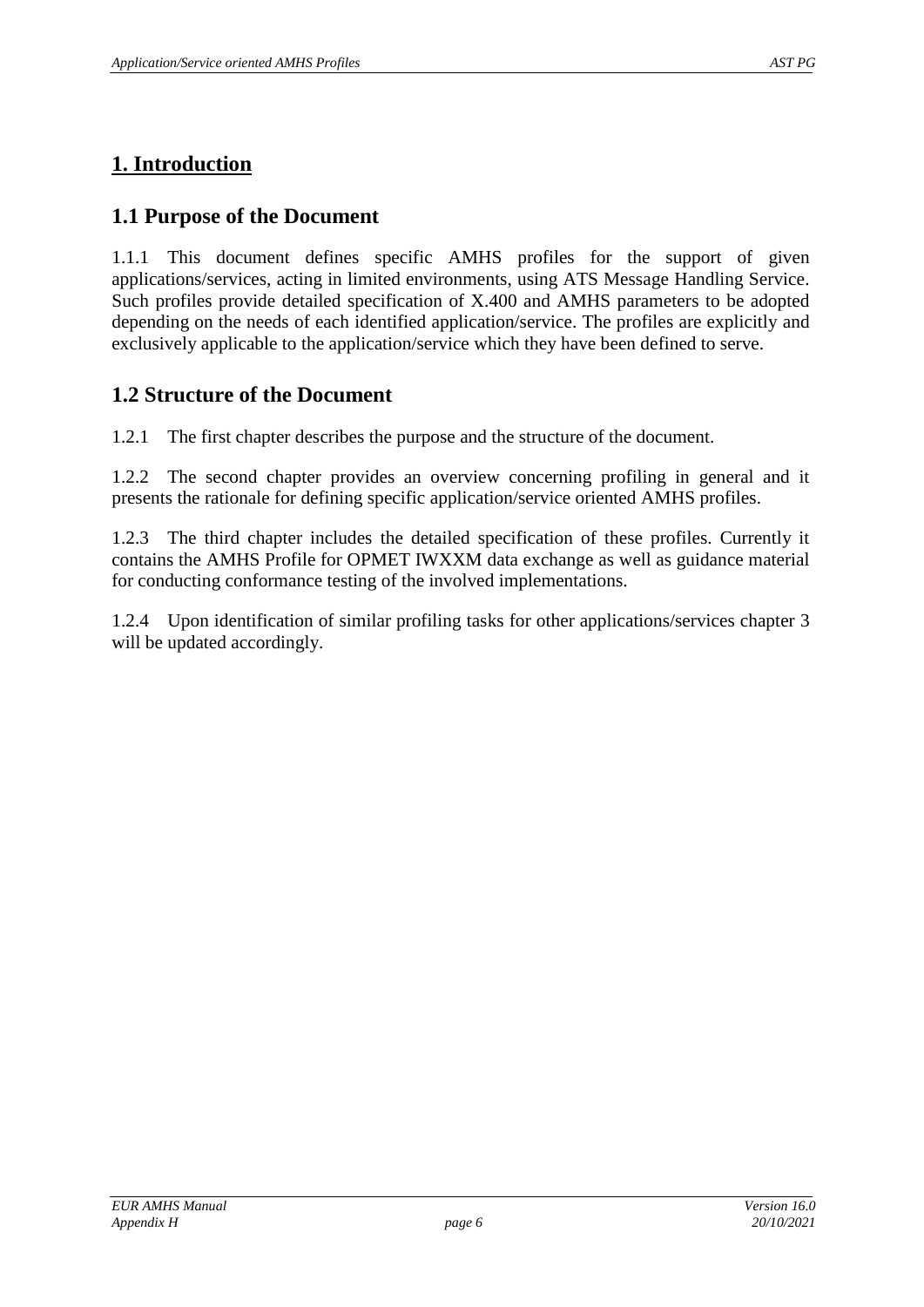# 1. Introduction

## 1.1 Purpose of the Document

1.1.1 This document defines specific AMHS profiles for the support of given applications/services, acting in limited environments, using ATS Message Handling Service. Such profiles provide detailed specification of X.400 and AMHS parameters to be adopted depending on the needs of each identified application/service. The profiles are explicitly and exclusively applicable to the application/service which they have been defined to serve.

## 1.2 Structure of the Document

1.2.1 The first chapter describes the purpose and the structure of the document.

1.2.2 The second chapter provides an overview concerning profiling in general and it presents the rationale for defining specific application/service oriented AMHS profiles.

1.2.3 The third chapter includes the detailed specification of these profiles. Currently it contains the AMHS Profile for OPMET IWXXM data exchange as well as guidance material for conducting conformance testing of the involved implementations.

1.2.4 Upon identification of similar profiling tasks for other applications/services chapter 3 will be updated accordingly.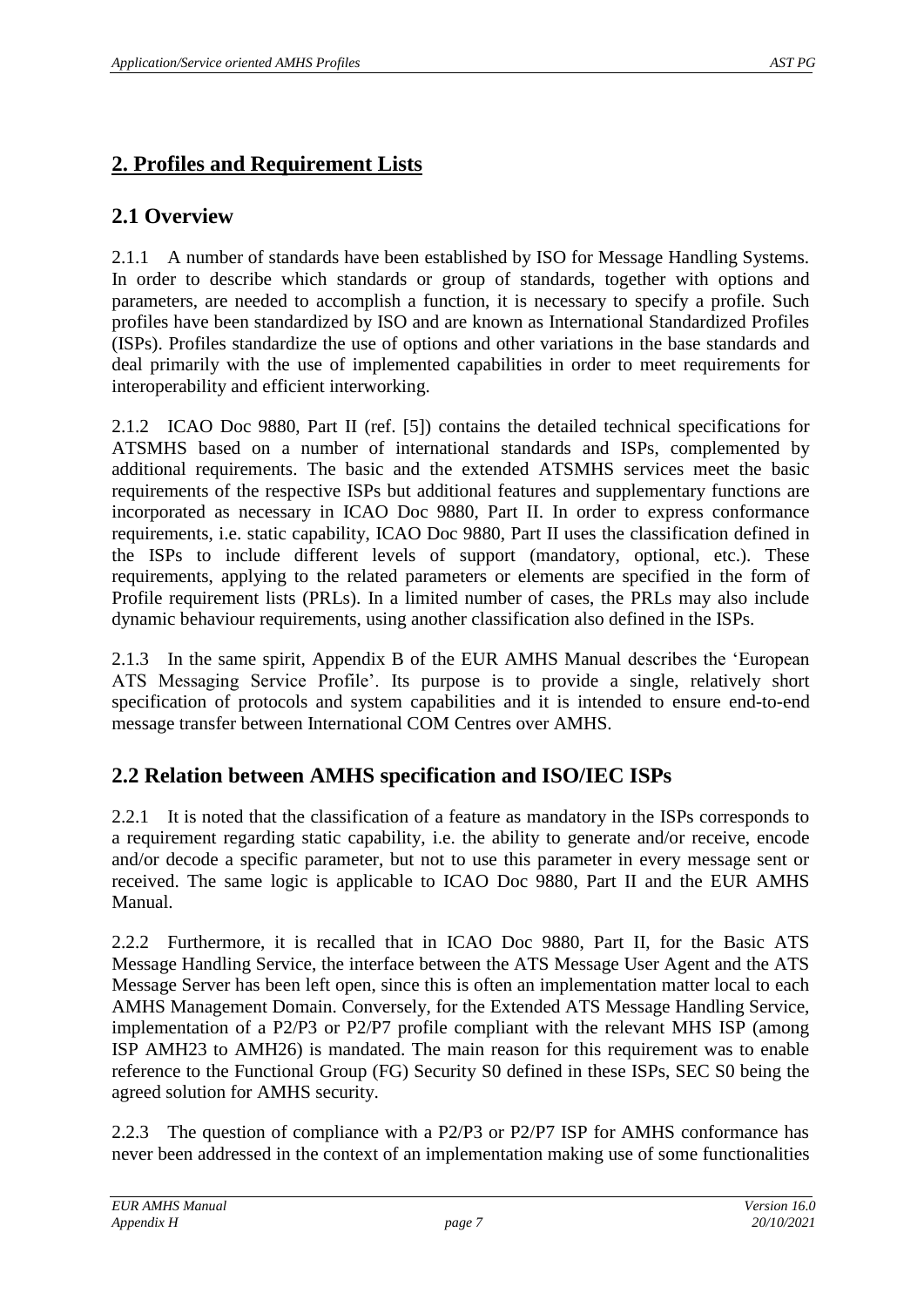# 2. Profiles and Requirement Lists

## 2.1 Overview

2.1.1 A number of standards have been established by ISO for Message Handling Systems. In order to describe which standards or group of standards, together with options and parameters, are needed to accomplish a function, it is necessary to specify a profile. Such profiles have been standardized by ISO and are known as International Standardized Profiles (ISPs). Profiles standardize the use of options and other variations in the base standards and deal primarily with the use of implemented capabilities in order to meet requirements for interoperability and efficient interworking.

2.1.2 ICAO Doc 9880, Part II (ref. [5]) contains the detailed technical specifications for ATSMHS based on a number of international standards and ISPs, complemented by additional requirements. The basic and the extended ATSMHS services meet the basic requirements of the respective ISPs but additional features and supplementary functions are incorporated as necessary in ICAO Doc 9880, Part II. In order to express conformance requirements, i.e. static capability, ICAO Doc 9880, Part II uses the classification defined in the ISPs to include different levels of support (mandatory, optional, etc.). These requirements, applying to the related parameters or elements are specified in the form of Profile requirement lists (PRLs). In a limited number of cases, the PRLs may also include dynamic behaviour requirements, using another classification also defined in the ISPs.

2.1.3 In the same spirit, Appendix B of the EUR AMHS Manual describes the 'European ATS Messaging Service Profile'. Its purpose is to provide a single, relatively short specification of protocols and system capabilities and it is intended to ensure end-to-end message transfer between International COM Centres over AMHS.

## 2.2 Relation between AMHS specification and ISO/IEC ISPs

2.2.1 It is noted that the classification of a feature as mandatory in the ISPs corresponds to a requirement regarding static capability, i.e. the ability to generate and/or receive, encode and/or decode a specific parameter, but not to use this parameter in every message sent or received. The same logic is applicable to ICAO Doc 9880, Part II and the EUR AMHS Manual.

2.2.2 Furthermore, it is recalled that in ICAO Doc 9880, Part II, for the Basic ATS Message Handling Service, the interface between the ATS Message User Agent and the ATS Message Server has been left open, since this is often an implementation matter local to each AMHS Management Domain. Conversely, for the Extended ATS Message Handling Service, implementation of a P2/P3 or P2/P7 profile compliant with the relevant MHS ISP (among ISP AMH23 to AMH26) is mandated. The main reason for this requirement was to enable reference to the Functional Group (FG) Security S0 defined in these ISPs, SEC S0 being the agreed solution for AMHS security.

2.2.3 The question of compliance with a P2/P3 or P2/P7 ISP for AMHS conformance has never been addressed in the context of an implementation making use of some functionalities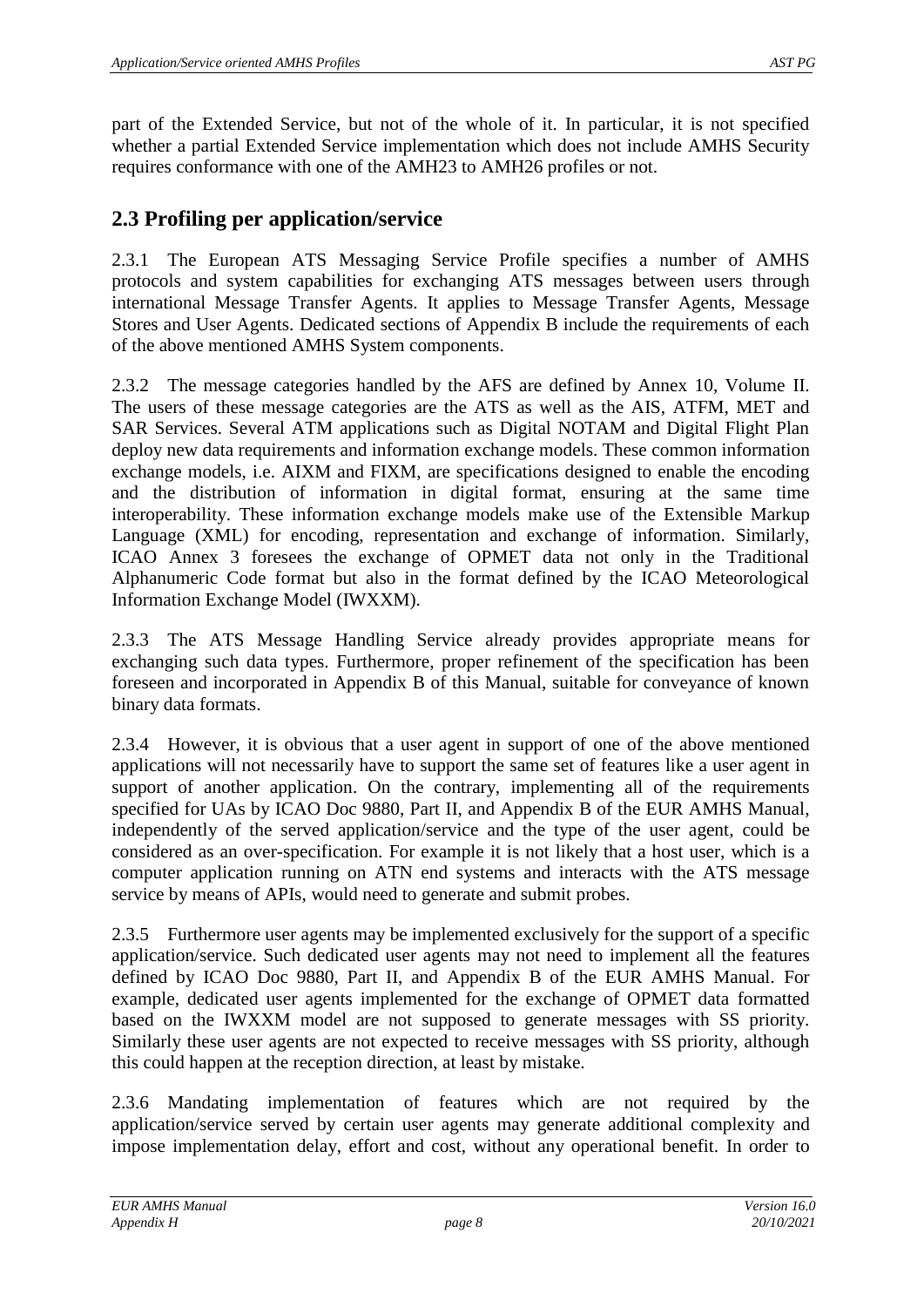part of the Extended Service, but not of the whole of it. In particular, it is not specified whether a partial Extended Service implementation which does not include AMHS Security requires conformance with one of the AMH23 to AMH26 profiles or not.

## 2.3 Profiling per application/service

2.3.1 The European ATS Messaging Service Profile specifies a number of AMHS protocols and system capabilities for exchanging ATS messages between users through international Message Transfer Agents. It applies to Message Transfer Agents, Message Stores and User Agents. Dedicated sections of Appendix B include the requirements of each of the above mentioned AMHS System components.

2.3.2 The message categories handled by the AFS are defined by Annex 10, Volume II. The users of these message categories are the ATS as well as the AIS, ATFM, MET and SAR Services. Several ATM applications such as Digital NOTAM and Digital Flight Plan deploy new data requirements and information exchange models. These common information exchange models, i.e. AIXM and FIXM, are specifications designed to enable the encoding and the distribution of information in digital format, ensuring at the same time interoperability. These information exchange models make use of the Extensible Markup Language (XML) for encoding, representation and exchange of information. Similarly, ICAO Annex 3 foresees the exchange of OPMET data not only in the Traditional Alphanumeric Code format but also in the format defined by the ICAO Meteorological Information Exchange Model (IWXXM).

2.3.3 The ATS Message Handling Service already provides appropriate means for exchanging such data types. Furthermore, proper refinement of the specification has been foreseen and incorporated in Appendix B of this Manual, suitable for conveyance of known binary data formats.

2.3.4 However, it is obvious that a user agent in support of one of the above mentioned applications will not necessarily have to support the same set of features like a user agent in support of another application. On the contrary, implementing all of the requirements specified for UAs by ICAO Doc 9880, Part II, and Appendix B of the EUR AMHS Manual, independently of the served application/service and the type of the user agent, could be considered as an over-specification. For example it is not likely that a host user, which is a computer application running on ATN end systems and interacts with the ATS message service by means of APIs, would need to generate and submit probes.

2.3.5 Furthermore user agents may be implemented exclusively for the support of a specific application/service. Such dedicated user agents may not need to implement all the features defined by ICAO Doc 9880, Part II, and Appendix B of the EUR AMHS Manual. For example, dedicated user agents implemented for the exchange of OPMET data formatted based on the IWXXM model are not supposed to generate messages with SS priority. Similarly these user agents are not expected to receive messages with SS priority, although this could happen at the reception direction, at least by mistake.

2.3.6 Mandating implementation of features which are not required by the application/service served by certain user agents may generate additional complexity and impose implementation delay, effort and cost, without any operational benefit. In order to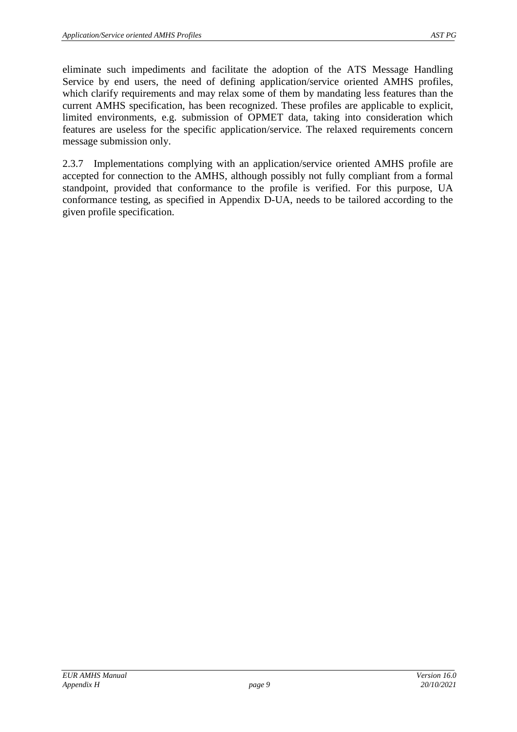eliminate such impediments and facilitate the adoption of the ATS Message Handling Service by end users, the need of defining application/service oriented AMHS profiles, which clarify requirements and may relax some of them by mandating less features than the current AMHS specification, has been recognized. These profiles are applicable to explicit, limited environments, e.g. submission of OPMET data, taking into consideration which features are useless for the specific application/service. The relaxed requirements concern message submission only.

2.3.7 Implementations complying with an application/service oriented AMHS profile are accepted for connection to the AMHS, although possibly not fully compliant from a formal standpoint, provided that conformance to the profile is verified. For this purpose, UA conformance testing, as specified in Appendix D-UA, needs to be tailored according to the given profile specification.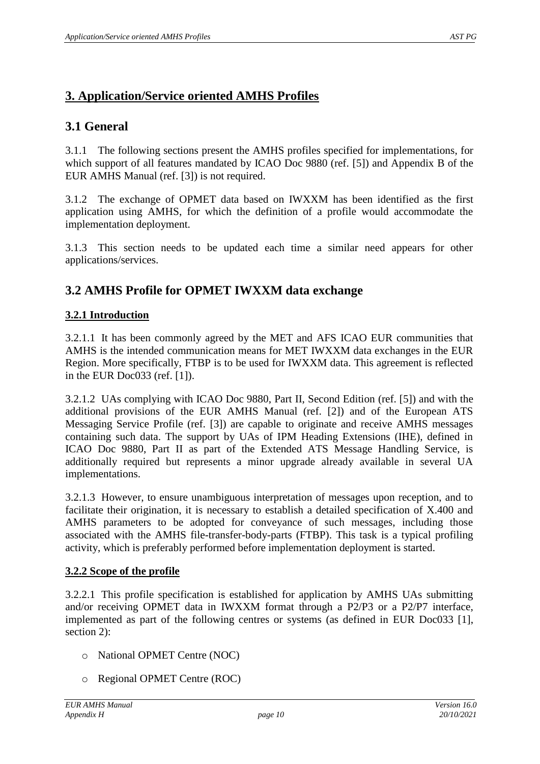# 3. Application/Service oriented AMHS Profiles

## 3.1 General

3.1.1 The following sections present the AMHS profiles specified for implementations, for which support of all features mandated by ICAO Doc 9880 (ref. [5]) and Appendix B of the EUR AMHS Manual (ref. [3]) is not required.

3.1.2 The exchange of OPMET data based on IWXXM has been identified as the first application using AMHS, for which the definition of a profile would accommodate the implementation deployment.

3.1.3 This section needs to be updated each time a similar need appears for other applications/services.

## 3.2 AMHS Profile for OPMET IWXXM data exchange

### 3.2.1 Introduction

3.2.1.1 It has been commonly agreed by the MET and AFS ICAO EUR communities that AMHS is the intended communication means for MET IWXXM data exchanges in the EUR Region. More specifically, FTBP is to be used for IWXXM data. This agreement is reflected in the EUR Doc033 (ref. [1]).

3.2.1.2 UAs complying with ICAO Doc 9880, Part II, Second Edition (ref. [5]) and with the additional provisions of the EUR AMHS Manual (ref. [2]) and of the European ATS Messaging Service Profile (ref. [3]) are capable to originate and receive AMHS messages containing such data. The support by UAs of IPM Heading Extensions (IHE), defined in ICAO Doc 9880, Part II as part of the Extended ATS Message Handling Service, is additionally required but represents a minor upgrade already available in several UA implementations.

3.2.1.3 However, to ensure unambiguous interpretation of messages upon reception, and to facilitate their origination, it is necessary to establish a detailed specification of X.400 and AMHS parameters to be adopted for conveyance of such messages, including those associated with the AMHS file-transfer-body-parts (FTBP). This task is a typical profiling activity, which is preferably performed before implementation deployment is started.

### 3.2.2 Scope of the profile

3.2.2.1 This profile specification is established for application by AMHS UAs submitting and/or receiving OPMET data in IWXXM format through a P2/P3 or a P2/P7 interface, implemented as part of the following centres or systems (as defined in EUR Doc033 [1], section 2):

- National OPMET Centre (NOC)
- Regional OPMET Centre (ROC)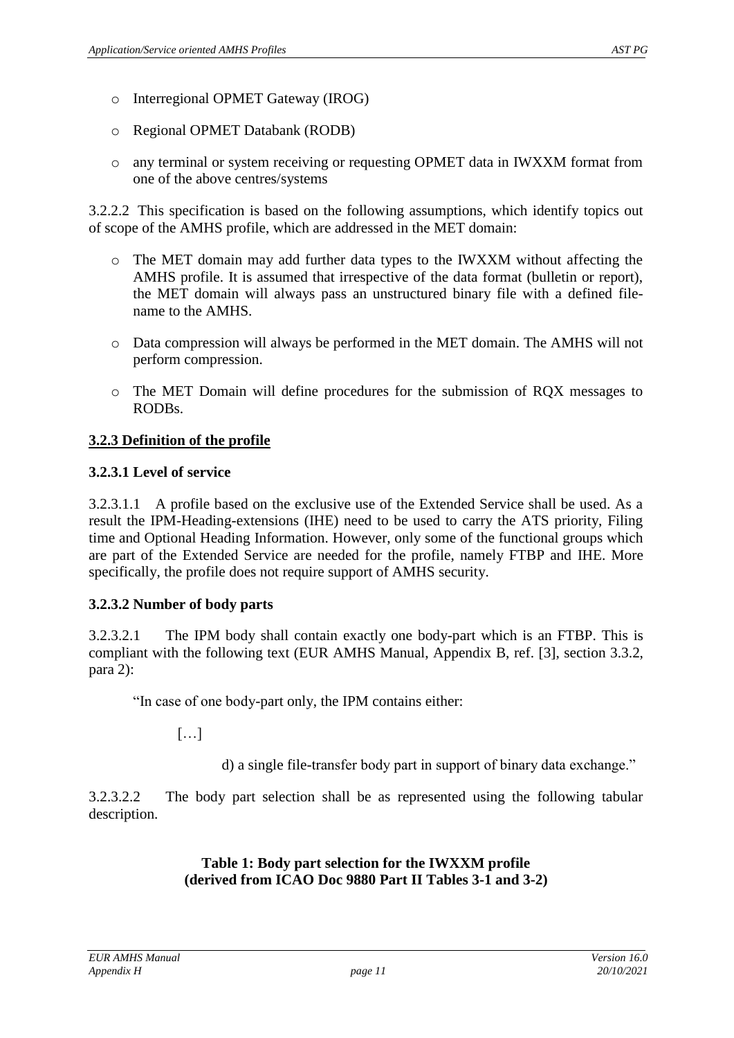- Interregional OPMET Gateway (IROG)
- Regional OPMET Databank (RODB)
- any terminal or system receiving or requesting OPMET data in IWXXM format from one of the above centres/systems

3.2.2.2 This specification is based on the following assumptions, which identify topics out of scope of the AMHS profile, which are addressed in the MET domain:

- The MET domain may add further data types to the IWXXM without affecting the AMHS profile. It is assumed that irrespective of the data format (bulletin or report), the MET domain will always pass an unstructured binary file with a defined file-name to the AMHS.
- Data compression will always be performed in the MET domain. The AMHS will not perform compression.
- The MET Domain will define procedures for the submission of RQX messages to RODBs.

### 3.2.3 Definition of the profile

#### 3.2.3.1 Level of service

3.2.3.1.1 A profile based on the exclusive use of the Extended Service shall be used. As a result the IPM-Heading-extensions (IHE) need to be used to carry the ATS priority, Filing time and Optional Heading Information. However, only some of the functional groups which are part of the Extended Service are needed for the profile, namely FTBP and IHE. More specifically, the profile does not require support of AMHS security.

#### 3.2.3.2 Number of body parts

3.2.3.2.1 The IPM body shall contain exactly one body-part which is an FTBP. This is compliant with the following text (EUR AMHS Manual, Appendix B, ref. [3], section 3.3.2, para 2):

> "In case of one body-part only, the IPM contains either:
>
> […]
>
> d) a single file-transfer body part in support of binary data exchange."

3.2.3.2.2 The body part selection shall be as represented using the following tabular description.

**Table 1: Body part selection for the IWXXM profile (derived from ICAO Doc 9880 Part II Tables 3-1 and 3-2)**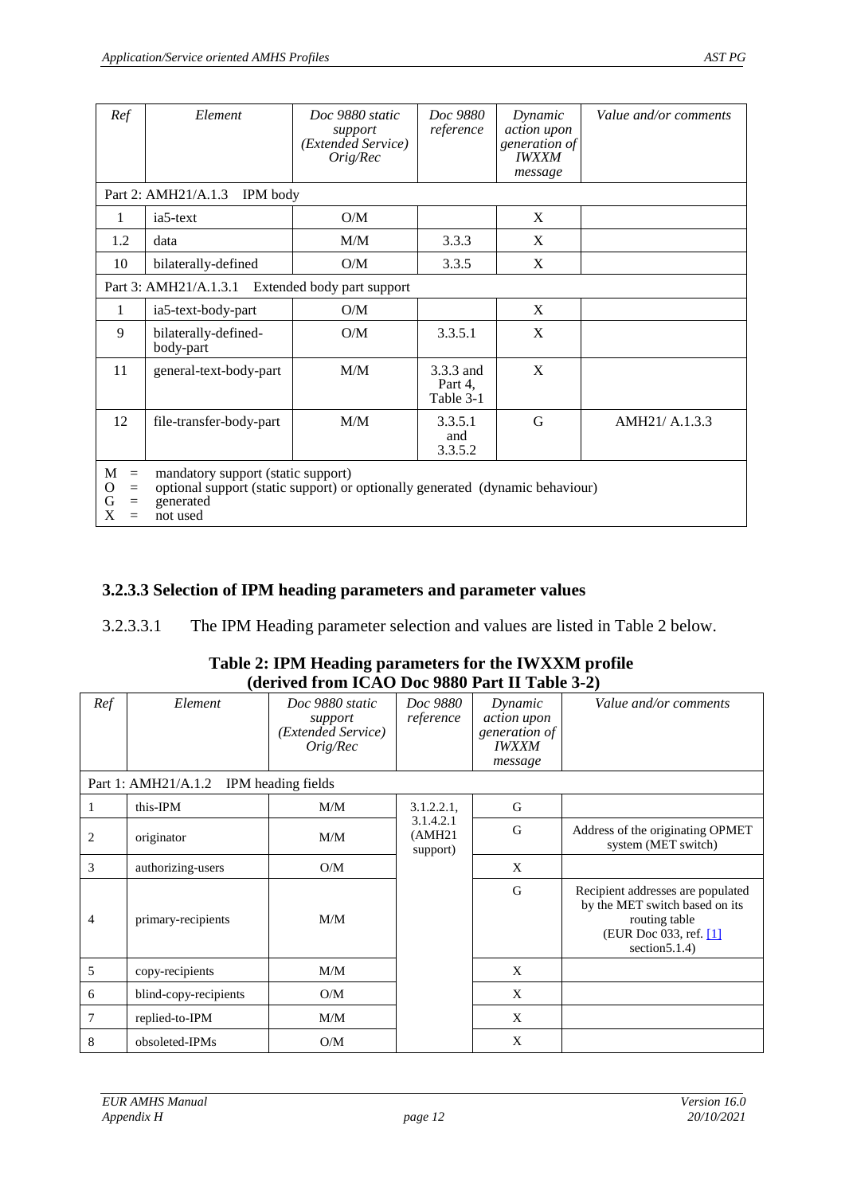| Ref | Element | Doc 9880 static support (Extended Service) Orig/Rec | Doc 9880 reference | Dynamic action upon generation of IWXXM message | Value and/or comments |
|---|---|---|---|---|---|
| Part 2: AMH21/A.1.3 IPM body | | | | | |
| 1 | ia5-text | O/M | | X | |
| 1.2 | data | M/M | 3.3.3 | X | |
| 10 | bilaterally-defined | O/M | 3.3.5 | X | |
| Part 3: AMH21/A.1.3.1 Extended body part support | | | | | |
| 1 | ia5-text-body-part | O/M | | X | |
| 9 | bilaterally-defined-body-part | O/M | 3.3.5.1 | X | |
| 11 | general-text-body-part | M/M | 3.3.3 and Part 4, Table 3-1 | X | |
| 12 | file-transfer-body-part | M/M | 3.3.5.1 and 3.3.5.2 | G | AMH21/ A.1.3.3 |

M = mandatory support (static support)
O = optional support (static support) or optionally generated (dynamic behaviour)
G = generated
X = not used

### 3.2.3.3 Selection of IPM heading parameters and parameter values

3.2.3.3.1 The IPM Heading parameter selection and values are listed in Table 2 below.

**Table 2: IPM Heading parameters for the IWXXM profile (derived from ICAO Doc 9880 Part II Table 3-2)**

| Ref | Element | Doc 9880 static support (Extended Service) Orig/Rec | Doc 9880 reference | Dynamic action upon generation of IWXXM message | Value and/or comments |
|---|---|---|---|---|---|
| Part 1: AMH21/A.1.2 IPM heading fields | | | | | |
| 1 | this-IPM | M/M | 3.1.2.2.1, 3.1.4.2.1 (AMH21 support) | G | |
| 2 | originator | M/M | | G | Address of the originating OPMET system (MET switch) |
| 3 | authorizing-users | O/M | | X | |
| 4 | primary-recipients | M/M | | G | Recipient addresses are populated by the MET switch based on its routing table (EUR Doc 033, ref. [1] section5.1.4) |
| 5 | copy-recipients | M/M | | X | |
| 6 | blind-copy-recipients | O/M | | X | |
| 7 | replied-to-IPM | M/M | | X | |
| 8 | obsoleted-IPMs | O/M | | X | |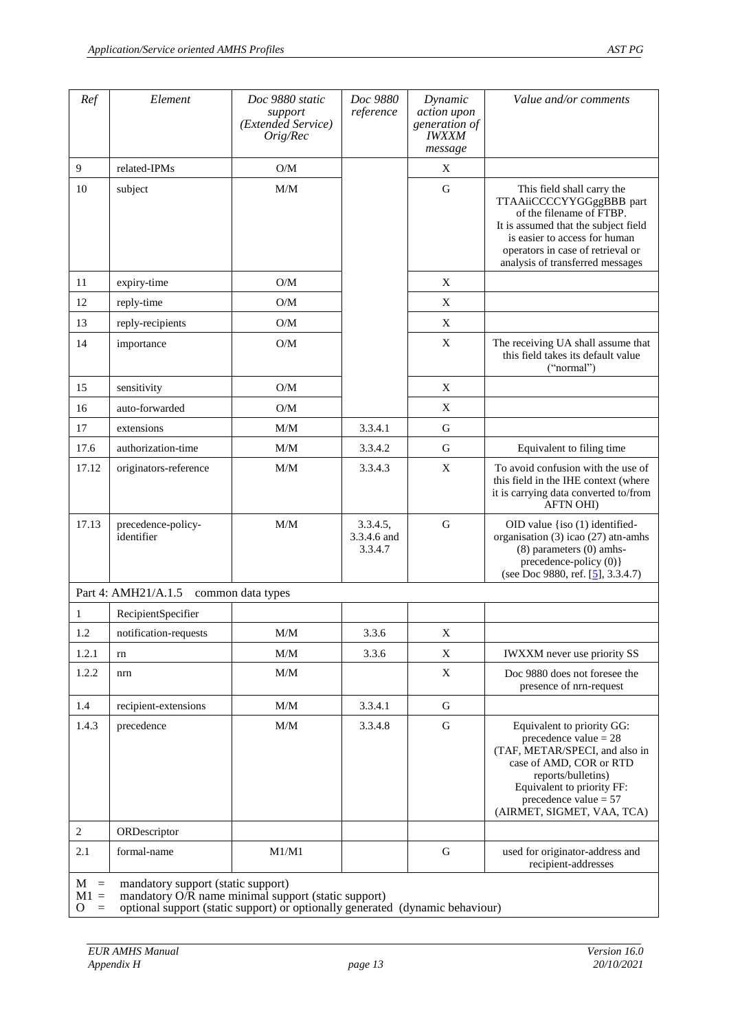| Ref | Element | Doc 9880 static support (Extended Service) Orig/Rec | Doc 9880 reference | Dynamic action upon generation of IWXXM message | Value and/or comments |
|---|---|---|---|---|---|
| 9 | related-IPMs | O/M | | X | |
| 10 | subject | M/M | | G | This field shall carry the TTAAiiCCCCYYGGggBBB part of the filename of FTBP. It is assumed that the subject field is easier to access for human operators in case of retrieval or analysis of transferred messages |
| 11 | expiry-time | O/M | | X | |
| 12 | reply-time | O/M | | X | |
| 13 | reply-recipients | O/M | | X | |
| 14 | importance | O/M | | X | The receiving UA shall assume that this field takes its default value ("normal") |
| 15 | sensitivity | O/M | | X | |
| 16 | auto-forwarded | O/M | | X | |
| 17 | extensions | M/M | 3.3.4.1 | G | |
| 17.6 | authorization-time | M/M | 3.3.4.2 | G | Equivalent to filing time |
| 17.12 | originators-reference | M/M | 3.3.4.3 | X | To avoid confusion with the use of this field in the IHE context (where it is carrying data converted to/from AFTN OHI) |
| 17.13 | precedence-policy-identifier | M/M | 3.3.4.5, 3.3.4.6 and 3.3.4.7 | G | OID value {iso (1) identified-organisation (3) icao (27) atn-amhs (8) parameters (0) amhs-precedence-policy (0)} (see Doc 9880, ref. [5], 3.3.4.7) |
| Part 4: AMH21/A.1.5 common data types | | | | | |
| 1 | RecipientSpecifier | | | | |
| 1.2 | notification-requests | M/M | 3.3.6 | X | |
| 1.2.1 | rn | M/M | 3.3.6 | X | IWXXM never use priority SS |
| 1.2.2 | nrn | M/M | | X | Doc 9880 does not foresee the presence of nrn-request |
| 1.4 | recipient-extensions | M/M | 3.3.4.1 | G | |
| 1.4.3 | precedence | M/M | 3.3.4.8 | G | Equivalent to priority GG: precedence value = 28 (TAF, METAR/SPECI, and also in case of AMD, COR or RTD reports/bulletins) Equivalent to priority FF: precedence value = 57 (AIRMET, SIGMET, VAA, TCA) |
| 2 | ORDescriptor | | | | |
| 2.1 | formal-name | M1/M1 | | G | used for originator-address and recipient-addresses |

M = mandatory support (static support)
M1 = mandatory O/R name minimal support (static support)
O = optional support (static support) or optionally generated (dynamic behaviour)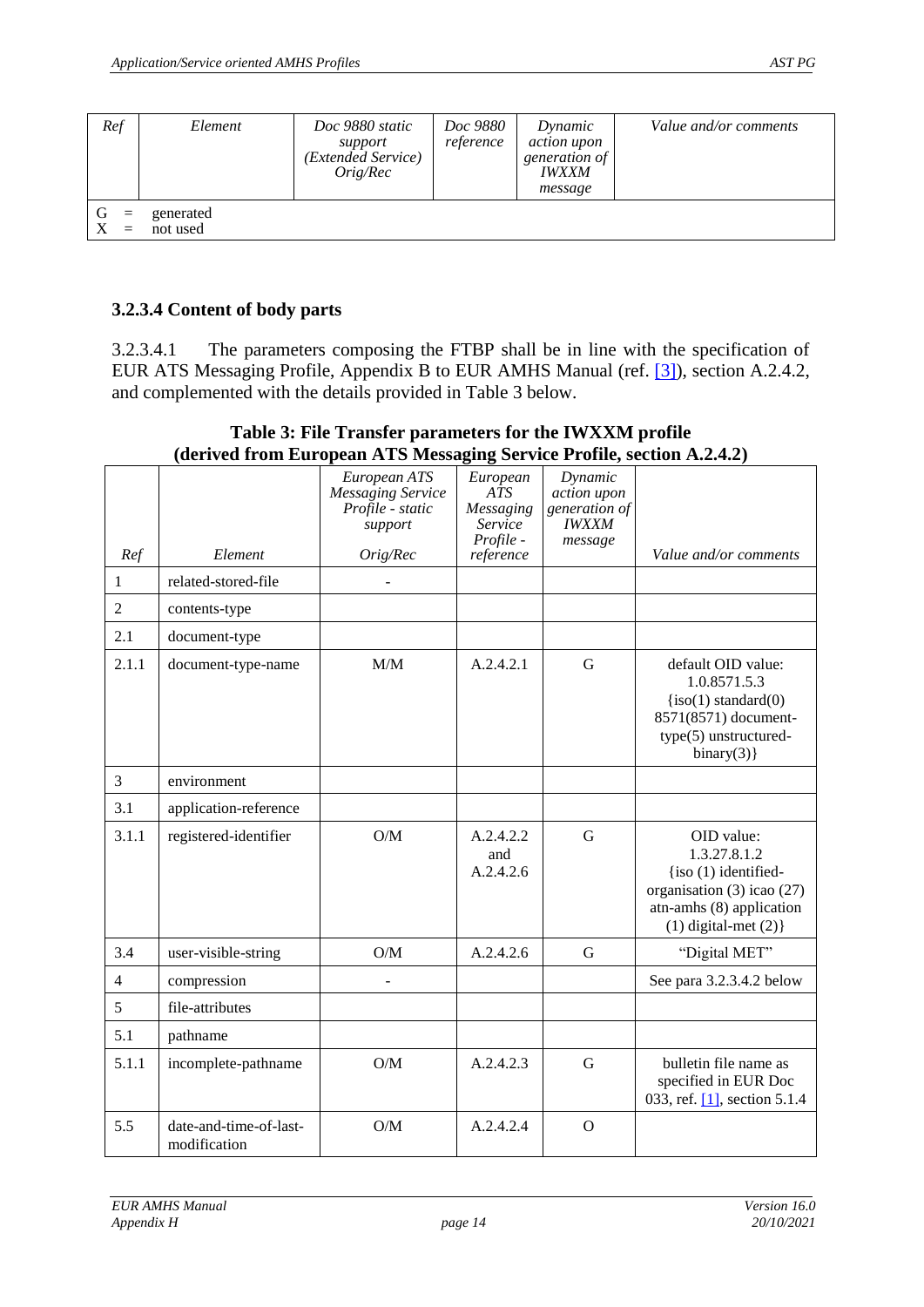| Ref | Element | Doc 9880 static support (Extended Service) Orig/Rec | Doc 9880 reference | Dynamic action upon generation of IWXXM message | Value and/or comments |
|---|---|---|---|---|---|
| G = generated<br>X = not used | | | | | |

### 3.2.3.4 Content of body parts

3.2.3.4.1 The parameters composing the FTBP shall be in line with the specification of EUR ATS Messaging Profile, Appendix B to EUR AMHS Manual (ref. [3]), section A.2.4.2, and complemented with the details provided in Table 3 below.

**Table 3: File Transfer parameters for the IWXXM profile (derived from European ATS Messaging Service Profile, section A.2.4.2)**

| Ref | Element | European ATS Messaging Service Profile - static support Orig/Rec | European ATS Messaging Service Profile - reference | Dynamic action upon generation of IWXXM message | Value and/or comments |
|---|---|---|---|---|---|
| 1 | related-stored-file | - | | | |
| 2 | contents-type | | | | |
| 2.1 | document-type | | | | |
| 2.1.1 | document-type-name | M/M | A.2.4.2.1 | G | default OID value: 1.0.8571.5.3 {iso(1) standard(0) 8571(8571) document-type(5) unstructured-binary(3)} |
| 3 | environment | | | | |
| 3.1 | application-reference | | | | |
| 3.1.1 | registered-identifier | O/M | A.2.4.2.2 and A.2.4.2.6 | G | OID value: 1.3.27.8.1.2 {iso (1) identified-organisation (3) icao (27) atn-amhs (8) application (1) digital-met (2)} |
| 3.4 | user-visible-string | O/M | A.2.4.2.6 | G | "Digital MET" |
| 4 | compression | - | | | See para 3.2.3.4.2 below |
| 5 | file-attributes | | | | |
| 5.1 | pathname | | | | |
| 5.1.1 | incomplete-pathname | O/M | A.2.4.2.3 | G | bulletin file name as specified in EUR Doc 033, ref. [1], section 5.1.4 |
| 5.5 | date-and-time-of-last-modification | O/M | A.2.4.2.4 | O | |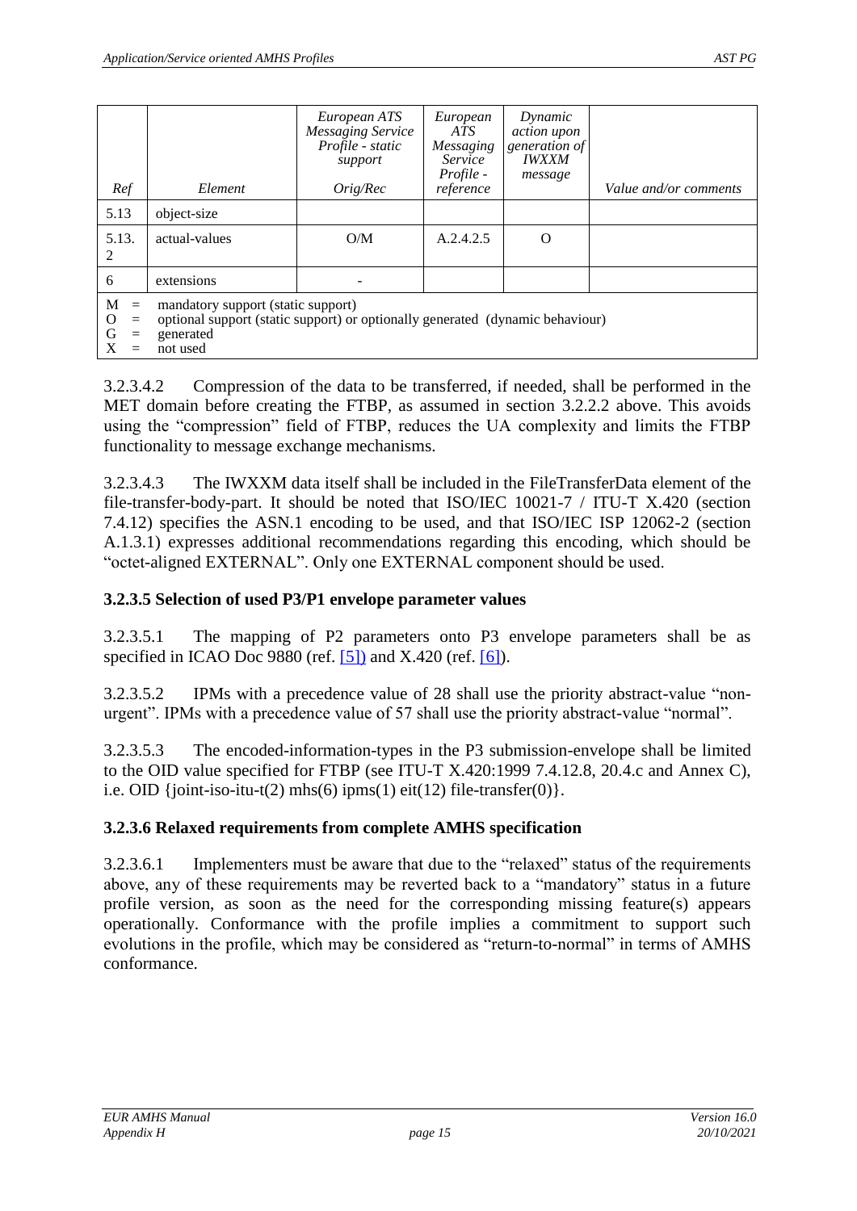| Ref | Element | European ATS Messaging Service Profile - static support Orig/Rec | European ATS Messaging Service Profile - reference | Dynamic action upon generation of IWXXM message | Value and/or comments |
|---|---|---|---|---|---|
| 5.13 | object-size | | | | |
| 5.13.2 | actual-values | O/M | A.2.4.2.5 | O | |
| 6 | extensions | - | | | |

M = mandatory support (static support)
O = optional support (static support) or optionally generated (dynamic behaviour)
G = generated
X = not used

3.2.3.4.2 Compression of the data to be transferred, if needed, shall be performed in the MET domain before creating the FTBP, as assumed in section 3.2.2.2 above. This avoids using the "compression" field of FTBP, reduces the UA complexity and limits the FTBP functionality to message exchange mechanisms.

3.2.3.4.3 The IWXXM data itself shall be included in the FileTransferData element of the file-transfer-body-part. It should be noted that ISO/IEC 10021-7 / ITU-T X.420 (section 7.4.12) specifies the ASN.1 encoding to be used, and that ISO/IEC ISP 12062-2 (section A.1.3.1) expresses additional recommendations regarding this encoding, which should be "octet-aligned EXTERNAL". Only one EXTERNAL component should be used.

### 3.2.3.5 Selection of used P3/P1 envelope parameter values

3.2.3.5.1 The mapping of P2 parameters onto P3 envelope parameters shall be as specified in ICAO Doc 9880 (ref. [5]) and X.420 (ref. [6]).

3.2.3.5.2 IPMs with a precedence value of 28 shall use the priority abstract-value "non-urgent". IPMs with a precedence value of 57 shall use the priority abstract-value "normal".

3.2.3.5.3 The encoded-information-types in the P3 submission-envelope shall be limited to the OID value specified for FTBP (see ITU-T X.420:1999 7.4.12.8, 20.4.c and Annex C), i.e. OID {joint-iso-itu-t(2) mhs(6) ipms(1) eit(12) file-transfer(0)}.

### 3.2.3.6 Relaxed requirements from complete AMHS specification

3.2.3.6.1 Implementers must be aware that due to the "relaxed" status of the requirements above, any of these requirements may be reverted back to a "mandatory" status in a future profile version, as soon as the need for the corresponding missing feature(s) appears operationally. Conformance with the profile implies a commitment to support such evolutions in the profile, which may be considered as "return-to-normal" in terms of AMHS conformance.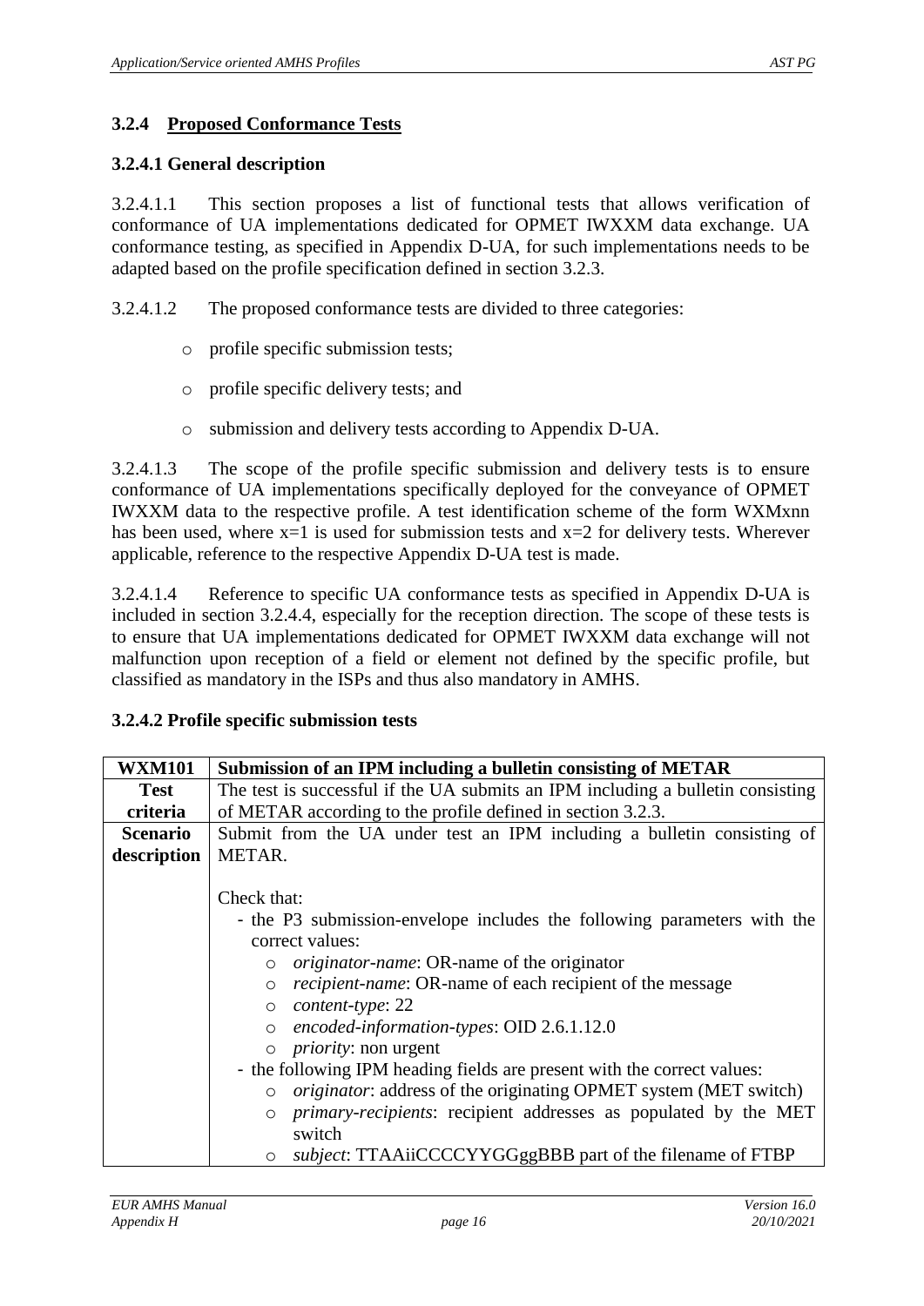### 3.2.4 Proposed Conformance Tests

#### 3.2.4.1 General description

3.2.4.1.1 This section proposes a list of functional tests that allows verification of conformance of UA implementations dedicated for OPMET IWXXM data exchange. UA conformance testing, as specified in Appendix D-UA, for such implementations needs to be adapted based on the profile specification defined in section 3.2.3.

3.2.4.1.2 The proposed conformance tests are divided to three categories:

- profile specific submission tests;
- profile specific delivery tests; and
- submission and delivery tests according to Appendix D-UA.

3.2.4.1.3 The scope of the profile specific submission and delivery tests is to ensure conformance of UA implementations specifically deployed for the conveyance of OPMET IWXXM data to the respective profile. A test identification scheme of the form WXMxnn has been used, where x=1 is used for submission tests and x=2 for delivery tests. Wherever applicable, reference to the respective Appendix D-UA test is made.

3.2.4.1.4 Reference to specific UA conformance tests as specified in Appendix D-UA is included in section 3.2.4.4, especially for the reception direction. The scope of these tests is to ensure that UA implementations dedicated for OPMET IWXXM data exchange will not malfunction upon reception of a field or element not defined by the specific profile, but classified as mandatory in the ISPs and thus also mandatory in AMHS.

#### 3.2.4.2 Profile specific submission tests

| **WXM101** | **Submission of an IPM including a bulletin consisting of METAR** |
|---|---|
| **Test criteria** | The test is successful if the UA submits an IPM including a bulletin consisting of METAR according to the profile defined in section 3.2.3. |
| **Scenario description** | Submit from the UA under test an IPM including a bulletin consisting of METAR.<br><br>Check that:<br>- the P3 submission-envelope includes the following parameters with the correct values:<br>&nbsp;&nbsp;○ *originator-name*: OR-name of the originator<br>&nbsp;&nbsp;○ *recipient-name*: OR-name of each recipient of the message<br>&nbsp;&nbsp;○ *content-type*: 22<br>&nbsp;&nbsp;○ *encoded-information-types*: OID 2.6.1.12.0<br>&nbsp;&nbsp;○ *priority*: non urgent<br>- the following IPM heading fields are present with the correct values:<br>&nbsp;&nbsp;○ *originator*: address of the originating OPMET system (MET switch)<br>&nbsp;&nbsp;○ *primary-recipients*: recipient addresses as populated by the MET switch<br>&nbsp;&nbsp;○ *subject*: TTAAiiCCCCYYGGggBBB part of the filename of FTBP |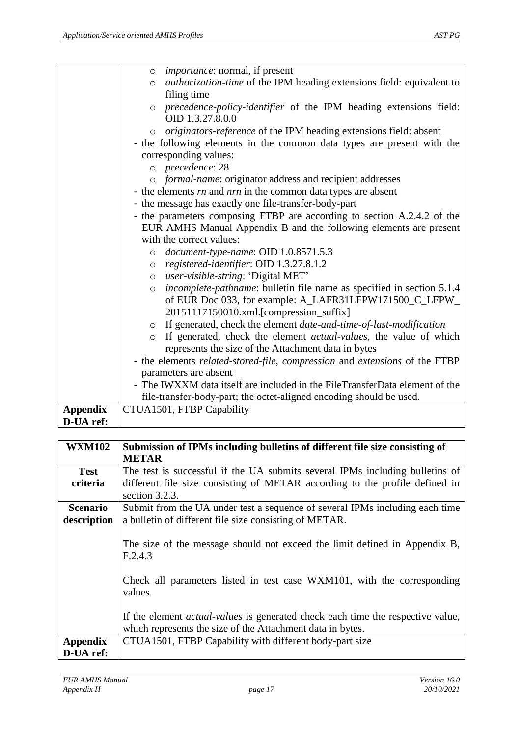| | |
|---|---|
| | ◦ *importance*: normal, if present<br>◦ *authorization-time* of the IPM heading extensions field: equivalent to filing time<br>◦ *precedence-policy-identifier* of the IPM heading extensions field: OID 1.3.27.8.0.0<br>◦ *originators-reference* of the IPM heading extensions field: absent<br>- the following elements in the common data types are present with the corresponding values:<br>◦ *precedence*: 28<br>◦ *formal-name*: originator address and recipient addresses<br>- the elements *rn* and *nrn* in the common data types are absent<br>- the message has exactly one file-transfer-body-part<br>- the parameters composing FTBP are according to section A.2.4.2 of the EUR AMHS Manual Appendix B and the following elements are present with the correct values:<br>◦ *document-type-name*: OID 1.0.8571.5.3<br>◦ *registered-identifier*: OID 1.3.27.8.1.2<br>◦ *user-visible-string*: 'Digital MET'<br>◦ *incomplete-pathname*: bulletin file name as specified in section 5.1.4 of EUR Doc 033, for example: A_LAFR31LFPW171500_C_LFPW_20151117150010.xml.[compression_suffix]<br>◦ If generated, check the element *date-and-time-of-last-modification*<br>◦ If generated, check the element *actual-values*, the value of which represents the size of the Attachment data in bytes<br>- the elements *related-stored-file*, *compression* and *extensions* of the FTBP parameters are absent<br>- The IWXXM data itself are included in the FileTransferData element of the file-transfer-body-part; the octet-aligned encoding should be used. |
| **Appendix D-UA ref:** | CTUA1501, FTBP Capability |

| **WXM102** | **Submission of IPMs including bulletins of different file size consisting of METAR** |
|---|---|
| **Test criteria** | The test is successful if the UA submits several IPMs including bulletins of different file size consisting of METAR according to the profile defined in section 3.2.3. |
| **Scenario description** | Submit from the UA under test a sequence of several IPMs including each time a bulletin of different file size consisting of METAR.<br><br>The size of the message should not exceed the limit defined in Appendix B, F.2.4.3<br><br>Check all parameters listed in test case WXM101, with the corresponding values.<br><br>If the element *actual-values* is generated check each time the respective value, which represents the size of the Attachment data in bytes. |
| **Appendix D-UA ref:** | CTUA1501, FTBP Capability with different body-part size |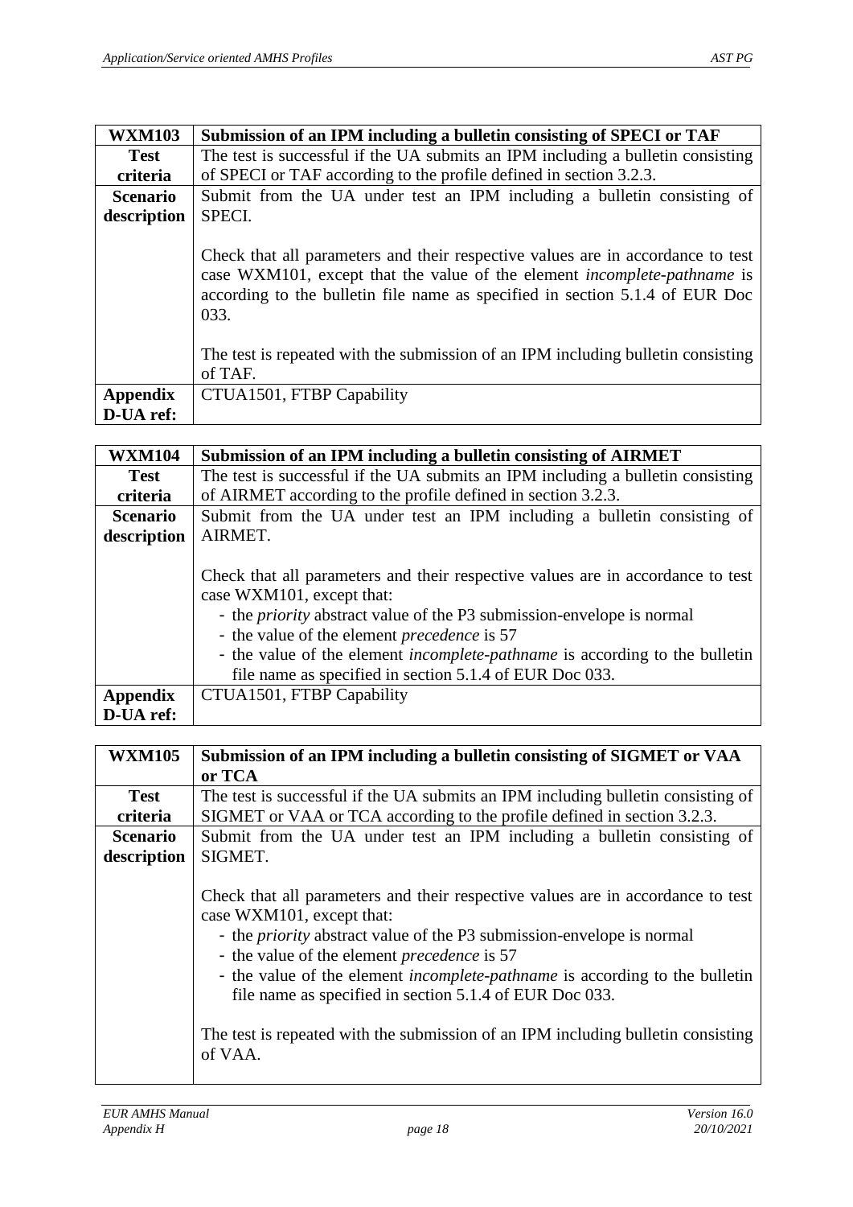| **WXM103** | **Submission of an IPM including a bulletin consisting of SPECI or TAF** |
|---|---|
| **Test criteria** | The test is successful if the UA submits an IPM including a bulletin consisting of SPECI or TAF according to the profile defined in section 3.2.3. |
| **Scenario description** | Submit from the UA under test an IPM including a bulletin consisting of SPECI.<br><br>Check that all parameters and their respective values are in accordance to test case WXM101, except that the value of the element *incomplete-pathname* is according to the bulletin file name as specified in section 5.1.4 of EUR Doc 033.<br><br>The test is repeated with the submission of an IPM including bulletin consisting of TAF. |
| **Appendix D-UA ref:** | CTUA1501, FTBP Capability |

| **WXM104** | **Submission of an IPM including a bulletin consisting of AIRMET** |
|---|---|
| **Test criteria** | The test is successful if the UA submits an IPM including a bulletin consisting of AIRMET according to the profile defined in section 3.2.3. |
| **Scenario description** | Submit from the UA under test an IPM including a bulletin consisting of AIRMET.<br><br>Check that all parameters and their respective values are in accordance to test case WXM101, except that:<br>- the *priority* abstract value of the P3 submission-envelope is normal<br>- the value of the element *precedence* is 57<br>- the value of the element *incomplete-pathname* is according to the bulletin file name as specified in section 5.1.4 of EUR Doc 033. |
| **Appendix D-UA ref:** | CTUA1501, FTBP Capability |

| **WXM105** | **Submission of an IPM including a bulletin consisting of SIGMET or VAA or TCA** |
|---|---|
| **Test criteria** | The test is successful if the UA submits an IPM including bulletin consisting of SIGMET or VAA or TCA according to the profile defined in section 3.2.3. |
| **Scenario description** | Submit from the UA under test an IPM including a bulletin consisting of SIGMET.<br><br>Check that all parameters and their respective values are in accordance to test case WXM101, except that:<br>- the *priority* abstract value of the P3 submission-envelope is normal<br>- the value of the element *precedence* is 57<br>- the value of the element *incomplete-pathname* is according to the bulletin file name as specified in section 5.1.4 of EUR Doc 033.<br><br>The test is repeated with the submission of an IPM including bulletin consisting of VAA. |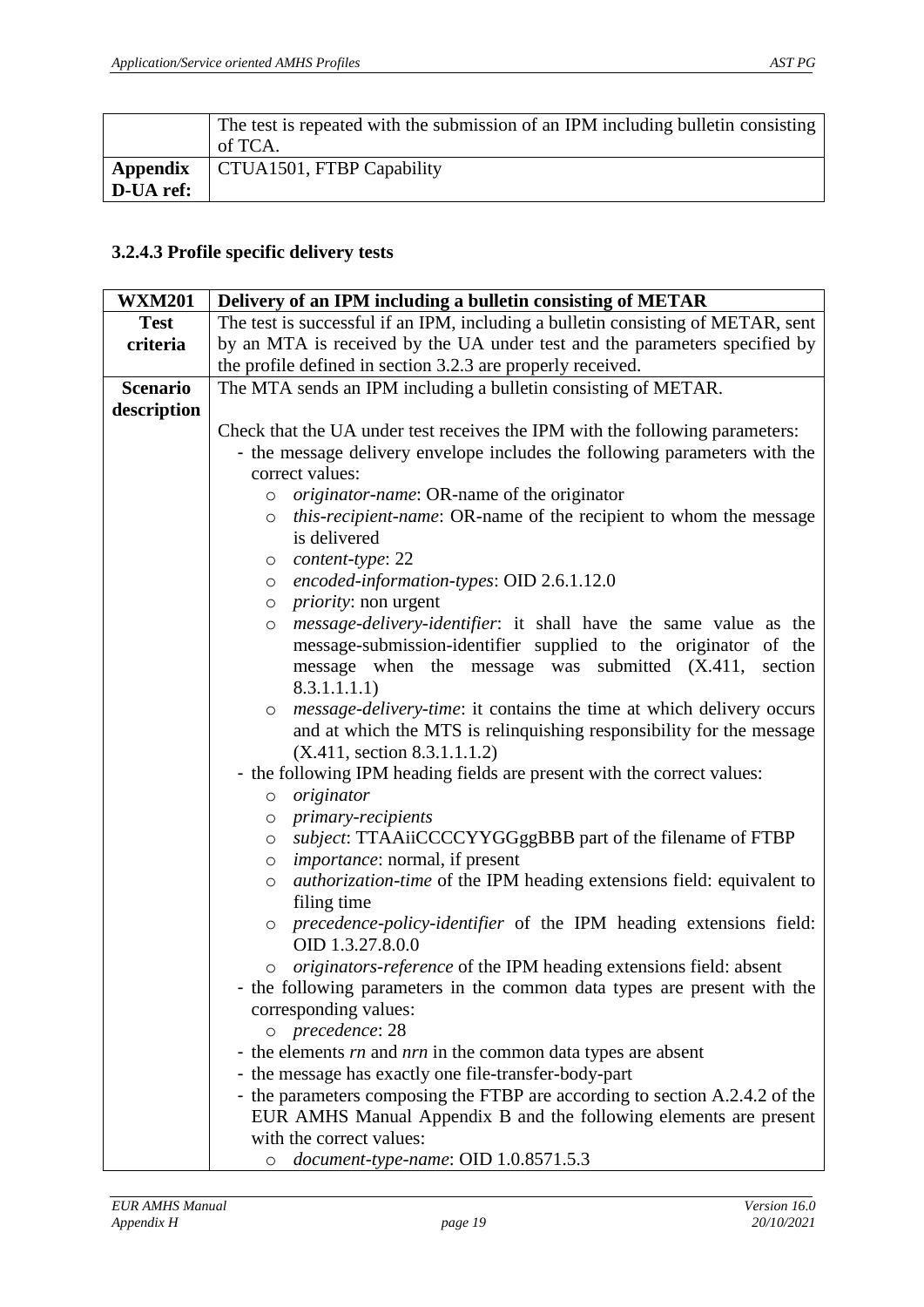| | The test is repeated with the submission of an IPM including bulletin consisting of TCA. |
|---|---|
| **Appendix D-UA ref:** | CTUA1501, FTBP Capability |

### 3.2.4.3 Profile specific delivery tests

| **WXM201** | **Delivery of an IPM including a bulletin consisting of METAR** |
|---|---|
| **Test criteria** | The test is successful if an IPM, including a bulletin consisting of METAR, sent by an MTA is received by the UA under test and the parameters specified by the profile defined in section 3.2.3 are properly received. |
| **Scenario description** | The MTA sends an IPM including a bulletin consisting of METAR.<br><br>Check that the UA under test receives the IPM with the following parameters:<br>- the message delivery envelope includes the following parameters with the correct values:<br>&nbsp;&nbsp;○ *originator-name*: OR-name of the originator<br>&nbsp;&nbsp;○ *this-recipient-name*: OR-name of the recipient to whom the message is delivered<br>&nbsp;&nbsp;○ *content-type*: 22<br>&nbsp;&nbsp;○ *encoded-information-types*: OID 2.6.1.12.0<br>&nbsp;&nbsp;○ *priority*: non urgent<br>&nbsp;&nbsp;○ *message-delivery-identifier*: it shall have the same value as the message-submission-identifier supplied to the originator of the message when the message was submitted (X.411, section 8.3.1.1.1.1)<br>&nbsp;&nbsp;○ *message-delivery-time*: it contains the time at which delivery occurs and at which the MTS is relinquishing responsibility for the message (X.411, section 8.3.1.1.1.2)<br>- the following IPM heading fields are present with the correct values:<br>&nbsp;&nbsp;○ *originator*<br>&nbsp;&nbsp;○ *primary-recipients*<br>&nbsp;&nbsp;○ *subject*: TTAAiiCCCCYYGGggBBB part of the filename of FTBP<br>&nbsp;&nbsp;○ *importance*: normal, if present<br>&nbsp;&nbsp;○ *authorization-time* of the IPM heading extensions field: equivalent to filing time<br>&nbsp;&nbsp;○ *precedence-policy-identifier* of the IPM heading extensions field: OID 1.3.27.8.0.0<br>&nbsp;&nbsp;○ *originators-reference* of the IPM heading extensions field: absent<br>- the following parameters in the common data types are present with the corresponding values:<br>&nbsp;&nbsp;○ *precedence*: 28<br>- the elements *rn* and *nrn* in the common data types are absent<br>- the message has exactly one file-transfer-body-part<br>- the parameters composing the FTBP are according to section A.2.4.2 of the EUR AMHS Manual Appendix B and the following elements are present with the correct values:<br>&nbsp;&nbsp;○ *document-type-name*: OID 1.0.8571.5.3 |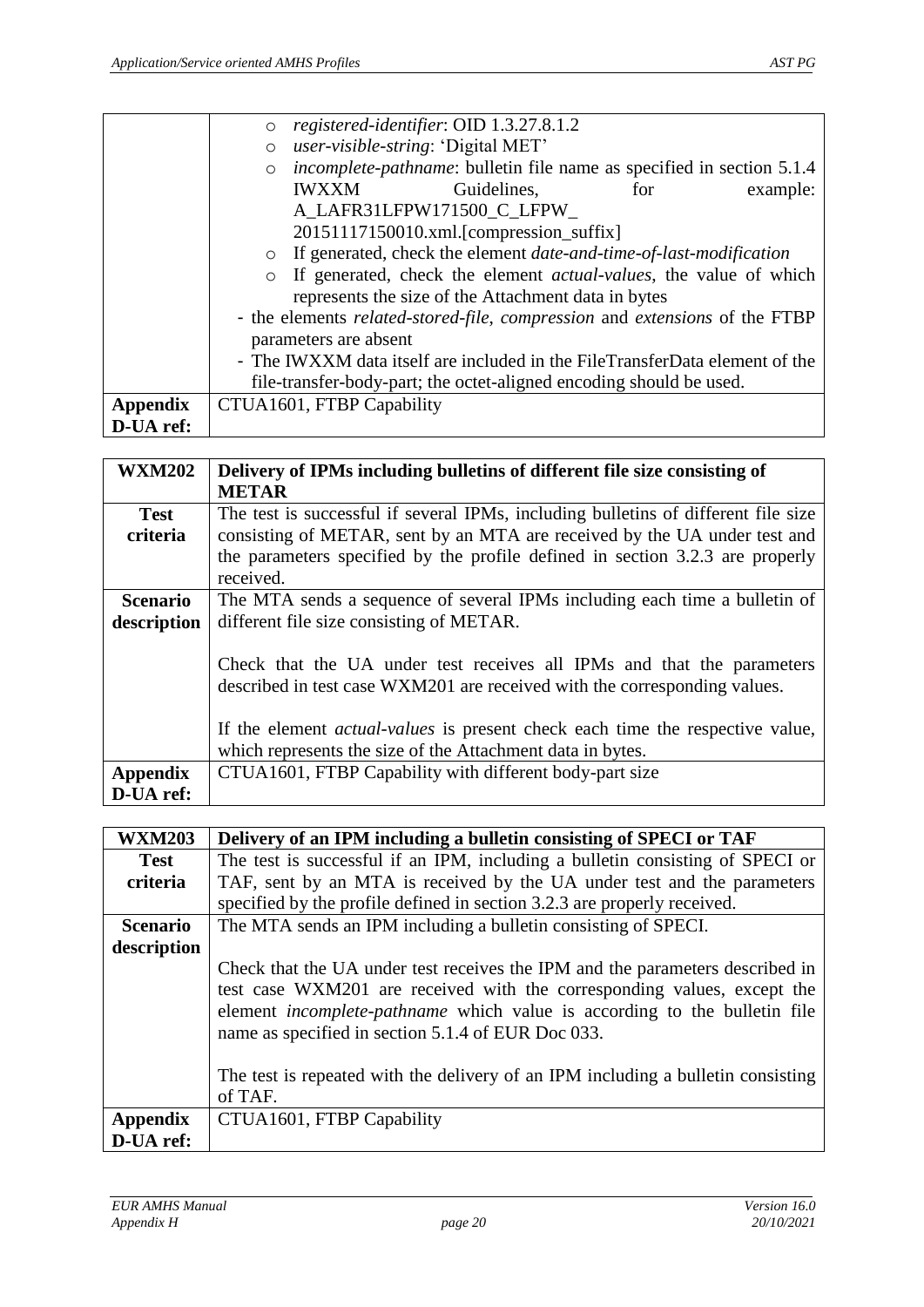| | |
|---|---|
| | - *registered-identifier*: OID 1.3.27.8.1.2<br>- *user-visible-string*: 'Digital MET'<br>- *incomplete-pathname*: bulletin file name as specified in section 5.1.4 IWXXM Guidelines, for example: A_LAFR31LFPW171500_C_LFPW_ 20151117150010.xml.[compression_suffix]<br>- If generated, check the element *date-and-time-of-last-modification*<br>- If generated, check the element *actual-values*, the value of which represents the size of the Attachment data in bytes<br><br>- the elements *related-stored-file*, *compression* and *extensions* of the FTBP parameters are absent<br>- The IWXXM data itself are included in the FileTransferData element of the file-transfer-body-part; the octet-aligned encoding should be used. |
| **Appendix D-UA ref:** | CTUA1601, FTBP Capability |

| **WXM202** | **Delivery of IPMs including bulletins of different file size consisting of METAR** |
|---|---|
| **Test criteria** | The test is successful if several IPMs, including bulletins of different file size consisting of METAR, sent by an MTA are received by the UA under test and the parameters specified by the profile defined in section 3.2.3 are properly received. |
| **Scenario description** | The MTA sends a sequence of several IPMs including each time a bulletin of different file size consisting of METAR.<br><br>Check that the UA under test receives all IPMs and that the parameters described in test case WXM201 are received with the corresponding values.<br><br>If the element *actual-values* is present check each time the respective value, which represents the size of the Attachment data in bytes. |
| **Appendix D-UA ref:** | CTUA1601, FTBP Capability with different body-part size |

| **WXM203** | **Delivery of an IPM including a bulletin consisting of SPECI or TAF** |
|---|---|
| **Test criteria** | The test is successful if an IPM, including a bulletin consisting of SPECI or TAF, sent by an MTA is received by the UA under test and the parameters specified by the profile defined in section 3.2.3 are properly received. |
| **Scenario description** | The MTA sends an IPM including a bulletin consisting of SPECI.<br><br>Check that the UA under test receives the IPM and the parameters described in test case WXM201 are received with the corresponding values, except the element *incomplete-pathname* which value is according to the bulletin file name as specified in section 5.1.4 of EUR Doc 033.<br><br>The test is repeated with the delivery of an IPM including a bulletin consisting of TAF. |
| **Appendix D-UA ref:** | CTUA1601, FTBP Capability |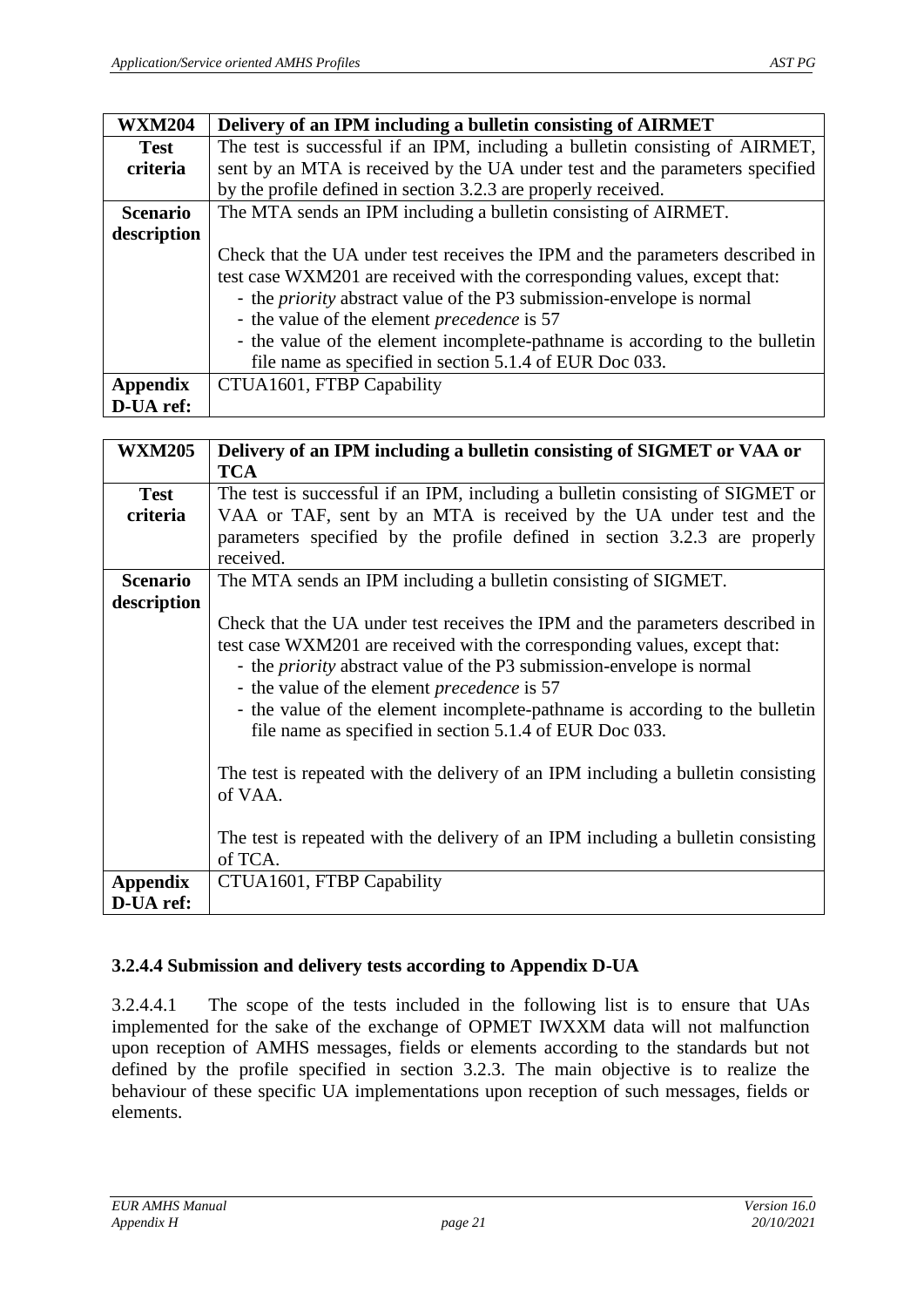| **WXM204** | **Delivery of an IPM including a bulletin consisting of AIRMET** |
|---|---|
| **Test criteria** | The test is successful if an IPM, including a bulletin consisting of AIRMET, sent by an MTA is received by the UA under test and the parameters specified by the profile defined in section 3.2.3 are properly received. |
| **Scenario description** | The MTA sends an IPM including a bulletin consisting of AIRMET.<br><br>Check that the UA under test receives the IPM and the parameters described in test case WXM201 are received with the corresponding values, except that:<br>- the *priority* abstract value of the P3 submission-envelope is normal<br>- the value of the element *precedence* is 57<br>- the value of the element incomplete-pathname is according to the bulletin file name as specified in section 5.1.4 of EUR Doc 033. |
| **Appendix D-UA ref:** | CTUA1601, FTBP Capability |

| **WXM205** | **Delivery of an IPM including a bulletin consisting of SIGMET or VAA or TCA** |
|---|---|
| **Test criteria** | The test is successful if an IPM, including a bulletin consisting of SIGMET or VAA or TAF, sent by an MTA is received by the UA under test and the parameters specified by the profile defined in section 3.2.3 are properly received. |
| **Scenario description** | The MTA sends an IPM including a bulletin consisting of SIGMET.<br><br>Check that the UA under test receives the IPM and the parameters described in test case WXM201 are received with the corresponding values, except that:<br>- the *priority* abstract value of the P3 submission-envelope is normal<br>- the value of the element *precedence* is 57<br>- the value of the element incomplete-pathname is according to the bulletin file name as specified in section 5.1.4 of EUR Doc 033.<br><br>The test is repeated with the delivery of an IPM including a bulletin consisting of VAA.<br><br>The test is repeated with the delivery of an IPM including a bulletin consisting of TCA. |
| **Appendix D-UA ref:** | CTUA1601, FTBP Capability |

### 3.2.4.4 Submission and delivery tests according to Appendix D-UA

3.2.4.4.1 The scope of the tests included in the following list is to ensure that UAs implemented for the sake of the exchange of OPMET IWXXM data will not malfunction upon reception of AMHS messages, fields or elements according to the standards but not defined by the profile specified in section 3.2.3. The main objective is to realize the behaviour of these specific UA implementations upon reception of such messages, fields or elements.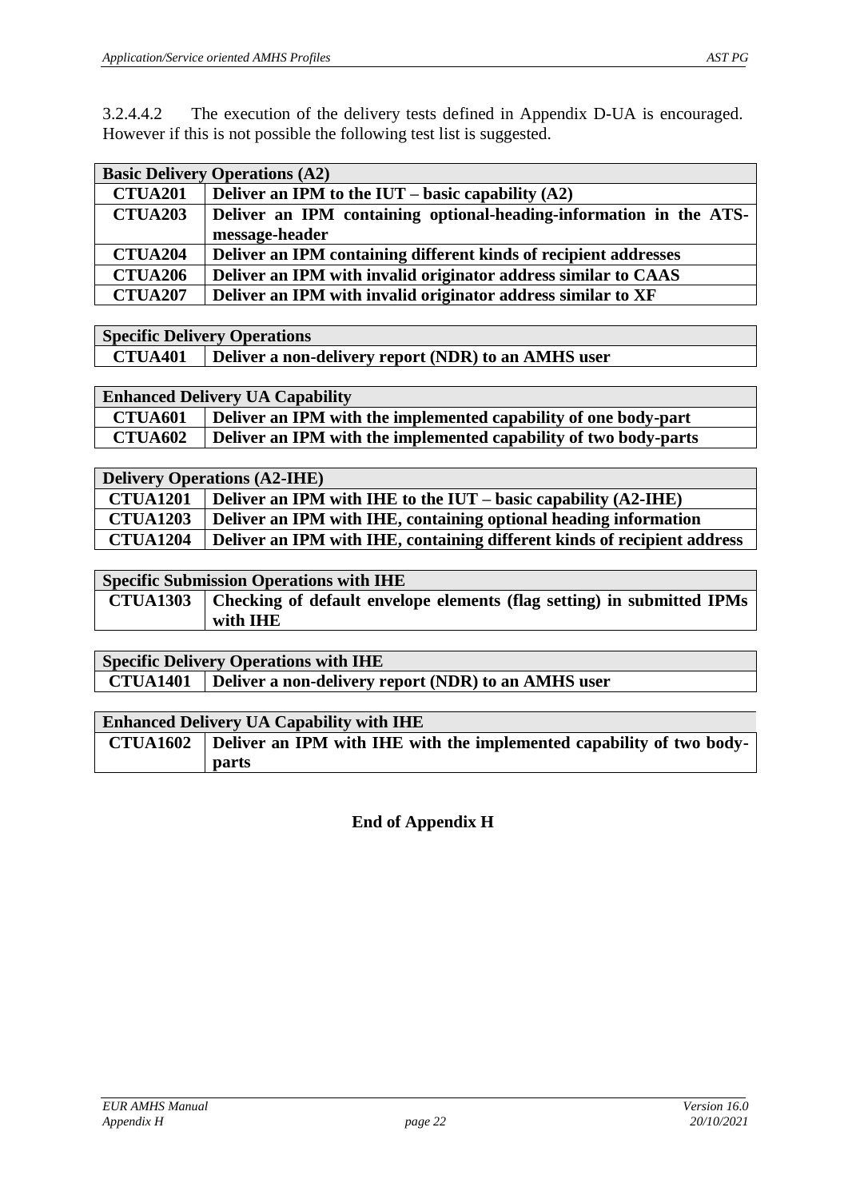3.2.4.4.2 The execution of the delivery tests defined in Appendix D-UA is encouraged. However if this is not possible the following test list is suggested.

| **Basic Delivery Operations (A2)** | |
|---|---|
| **CTUA201** | **Deliver an IPM to the IUT – basic capability (A2)** |
| **CTUA203** | **Deliver an IPM containing optional-heading-information in the ATS-message-header** |
| **CTUA204** | **Deliver an IPM containing different kinds of recipient addresses** |
| **CTUA206** | **Deliver an IPM with invalid originator address similar to CAAS** |
| **CTUA207** | **Deliver an IPM with invalid originator address similar to XF** |

| **Specific Delivery Operations** | |
|---|---|
| **CTUA401** | **Deliver a non-delivery report (NDR) to an AMHS user** |

| **Enhanced Delivery UA Capability** | |
|---|---|
| **CTUA601** | **Deliver an IPM with the implemented capability of one body-part** |
| **CTUA602** | **Deliver an IPM with the implemented capability of two body-parts** |

| **Delivery Operations (A2-IHE)** | |
|---|---|
| **CTUA1201** | **Deliver an IPM with IHE to the IUT – basic capability (A2-IHE)** |
| **CTUA1203** | **Deliver an IPM with IHE, containing optional heading information** |
| **CTUA1204** | **Deliver an IPM with IHE, containing different kinds of recipient address** |

| **Specific Submission Operations with IHE** | |
|---|---|
| **CTUA1303** | **Checking of default envelope elements (flag setting) in submitted IPMs with IHE** |

| **Specific Delivery Operations with IHE** | |
|---|---|
| **CTUA1401** | **Deliver a non-delivery report (NDR) to an AMHS user** |

| **Enhanced Delivery UA Capability with IHE** | |
|---|---|
| **CTUA1602** | **Deliver an IPM with IHE with the implemented capability of two body-parts** |

**End of Appendix H**